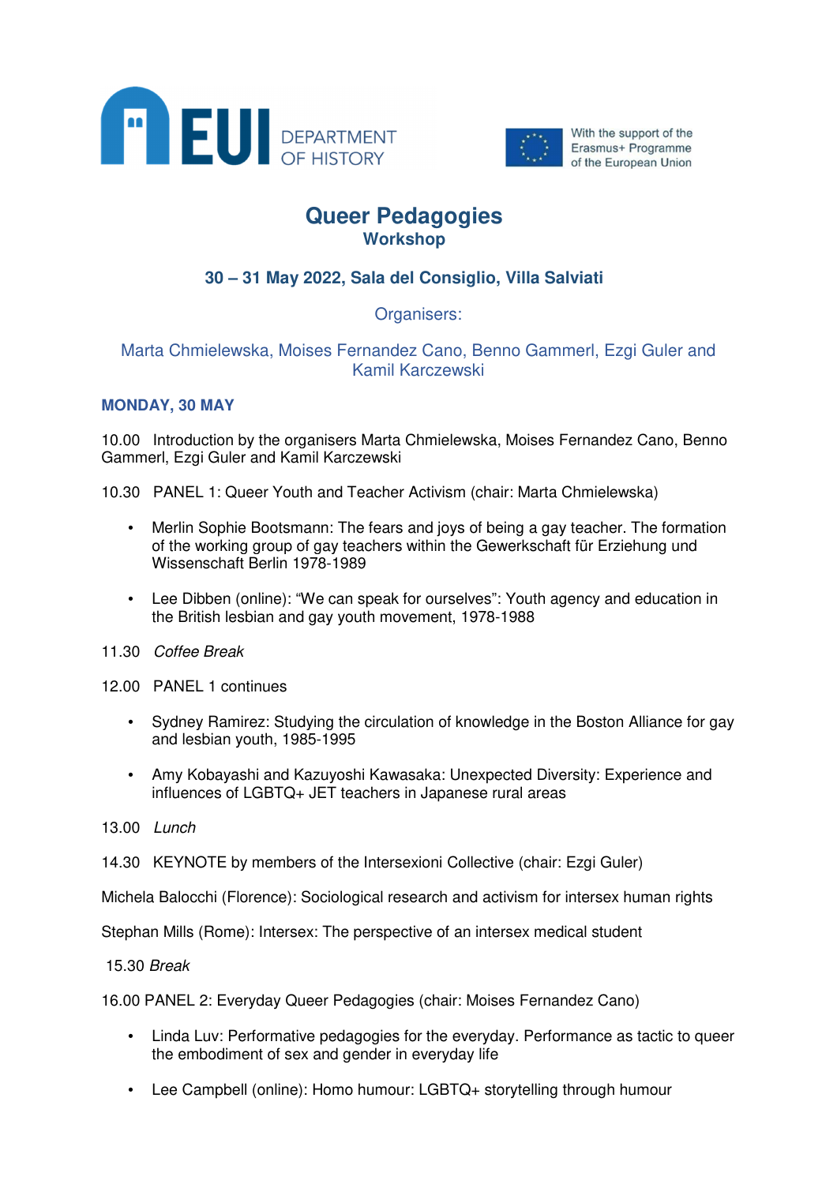EUI DEPARTMENT OF HISTORY

With the support of the Erasmus+ Programme of the European Union

# Queer Pedagogies
## Workshop

### 30 – 31 May 2022, Sala del Consiglio, Villa Salviati

Organisers:

Marta Chmielewska, Moises Fernandez Cano, Benno Gammerl, Ezgi Guler and Kamil Karczewski

**MONDAY, 30 MAY**

10.00 Introduction by the organisers Marta Chmielewska, Moises Fernandez Cano, Benno Gammerl, Ezgi Guler and Kamil Karczewski

10.30 PANEL 1: Queer Youth and Teacher Activism (chair: Marta Chmielewska)

- Merlin Sophie Bootsmann: The fears and joys of being a gay teacher. The formation of the working group of gay teachers within the Gewerkschaft für Erziehung und Wissenschaft Berlin 1978-1989
- Lee Dibben (online): "We can speak for ourselves": Youth agency and education in the British lesbian and gay youth movement, 1978-1988

11.30 *Coffee Break*

12.00 PANEL 1 continues

- Sydney Ramirez: Studying the circulation of knowledge in the Boston Alliance for gay and lesbian youth, 1985-1995
- Amy Kobayashi and Kazuyoshi Kawasaka: Unexpected Diversity: Experience and influences of LGBTQ+ JET teachers in Japanese rural areas

13.00 *Lunch*

14.30 KEYNOTE by members of the Intersexioni Collective (chair: Ezgi Guler)

Michela Balocchi (Florence): Sociological research and activism for intersex human rights

Stephan Mills (Rome): Intersex: The perspective of an intersex medical student

15.30 *Break*

16.00 PANEL 2: Everyday Queer Pedagogies (chair: Moises Fernandez Cano)

- Linda Luv: Performative pedagogies for the everyday. Performance as tactic to queer the embodiment of sex and gender in everyday life
- Lee Campbell (online): Homo humour: LGBTQ+ storytelling through humour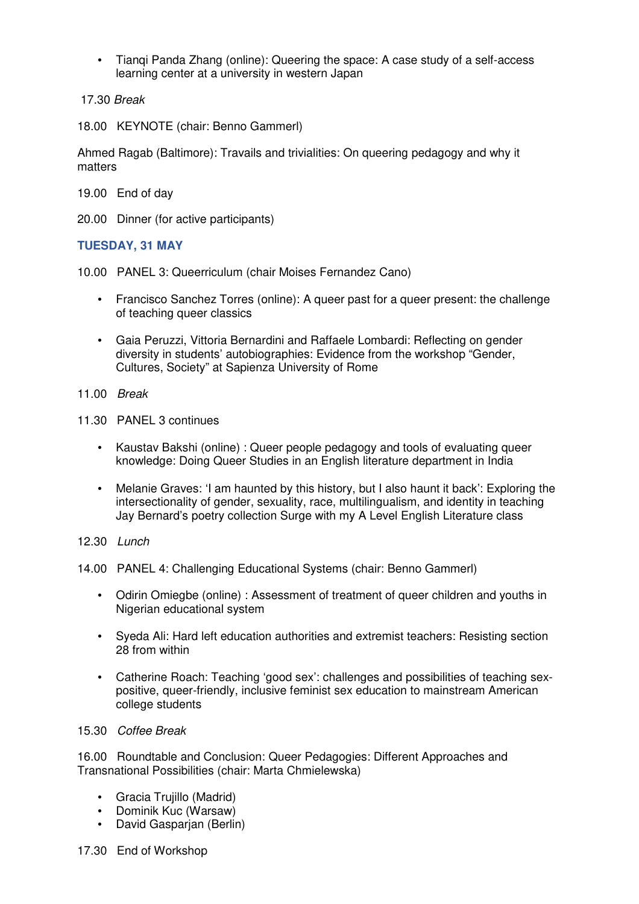- Tianqi Panda Zhang (online): Queering the space: A case study of a self-access learning center at a university in western Japan

17.30 *Break*

18.00 KEYNOTE (chair: Benno Gammerl)

Ahmed Ragab (Baltimore): Travails and trivialities: On queering pedagogy and why it matters

19.00 End of day

20.00 Dinner (for active participants)

## TUESDAY, 31 MAY

10.00 PANEL 3: Queerriculum (chair Moises Fernandez Cano)

- Francisco Sanchez Torres (online): A queer past for a queer present: the challenge of teaching queer classics
- Gaia Peruzzi, Vittoria Bernardini and Raffaele Lombardi: Reflecting on gender diversity in students' autobiographies: Evidence from the workshop "Gender, Cultures, Society" at Sapienza University of Rome

11.00 *Break*

11.30 PANEL 3 continues

- Kaustav Bakshi (online) : Queer people pedagogy and tools of evaluating queer knowledge: Doing Queer Studies in an English literature department in India
- Melanie Graves: 'I am haunted by this history, but I also haunt it back': Exploring the intersectionality of gender, sexuality, race, multilingualism, and identity in teaching Jay Bernard's poetry collection Surge with my A Level English Literature class

12.30 *Lunch*

14.00 PANEL 4: Challenging Educational Systems (chair: Benno Gammerl)

- Odirin Omiegbe (online) : Assessment of treatment of queer children and youths in Nigerian educational system
- Syeda Ali: Hard left education authorities and extremist teachers: Resisting section 28 from within
- Catherine Roach: Teaching 'good sex': challenges and possibilities of teaching sex-positive, queer-friendly, inclusive feminist sex education to mainstream American college students

15.30 *Coffee Break*

16.00 Roundtable and Conclusion: Queer Pedagogies: Different Approaches and Transnational Possibilities (chair: Marta Chmielewska)

- Gracia Trujillo (Madrid)
- Dominik Kuc (Warsaw)
- David Gasparjan (Berlin)

17.30 End of Workshop